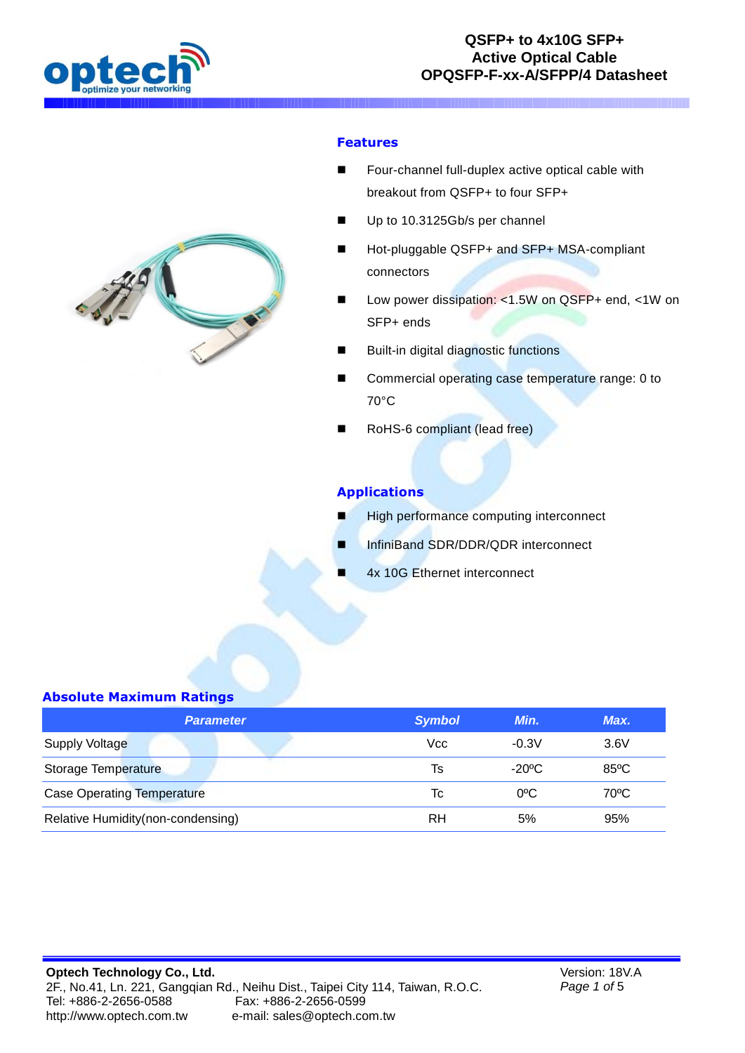# QSFP+ to 4x10G SFP+ Active Optical Cable OPQSFP-F-xx-A/SFPP/4 Datasheet

## Features

- Four-channel full-duplex active optical cable with breakout from QSFP+ to four SFP+
- Up to 10.3125Gb/s per channel
- Hot-pluggable QSFP+ and SFP+ MSA-compliant connectors
- Low power dissipation: <1.5W on QSFP+ end, <1W on SFP+ ends
- Built-in digital diagnostic functions
- Commercial operating case temperature range: 0 to 70°C
- RoHS-6 compliant (lead free)

## Applications

- High performance computing interconnect
- InfiniBand SDR/DDR/QDR interconnect
- 4x 10G Ethernet interconnect

## Absolute Maximum Ratings

| Parameter | Symbol | Min. | Max. |
|---|---|---|---|
| Supply Voltage | Vcc | -0.3V | 3.6V |
| Storage Temperature | Ts | -20ºC | 85ºC |
| Case Operating Temperature | Tc | 0ºC | 70ºC |
| Relative Humidity(non-condensing) | RH | 5% | 95% |

**Optech Technology Co., Ltd.**
2F., No.41, Ln. 221, Gangqian Rd., Neihu Dist., Taipei City 114, Taiwan, R.O.C.
Tel: +886-2-2656-0588 Fax: +886-2-2656-0599
http://www.optech.com.tw e-mail: sales@optech.com.tw

Version: 18V.A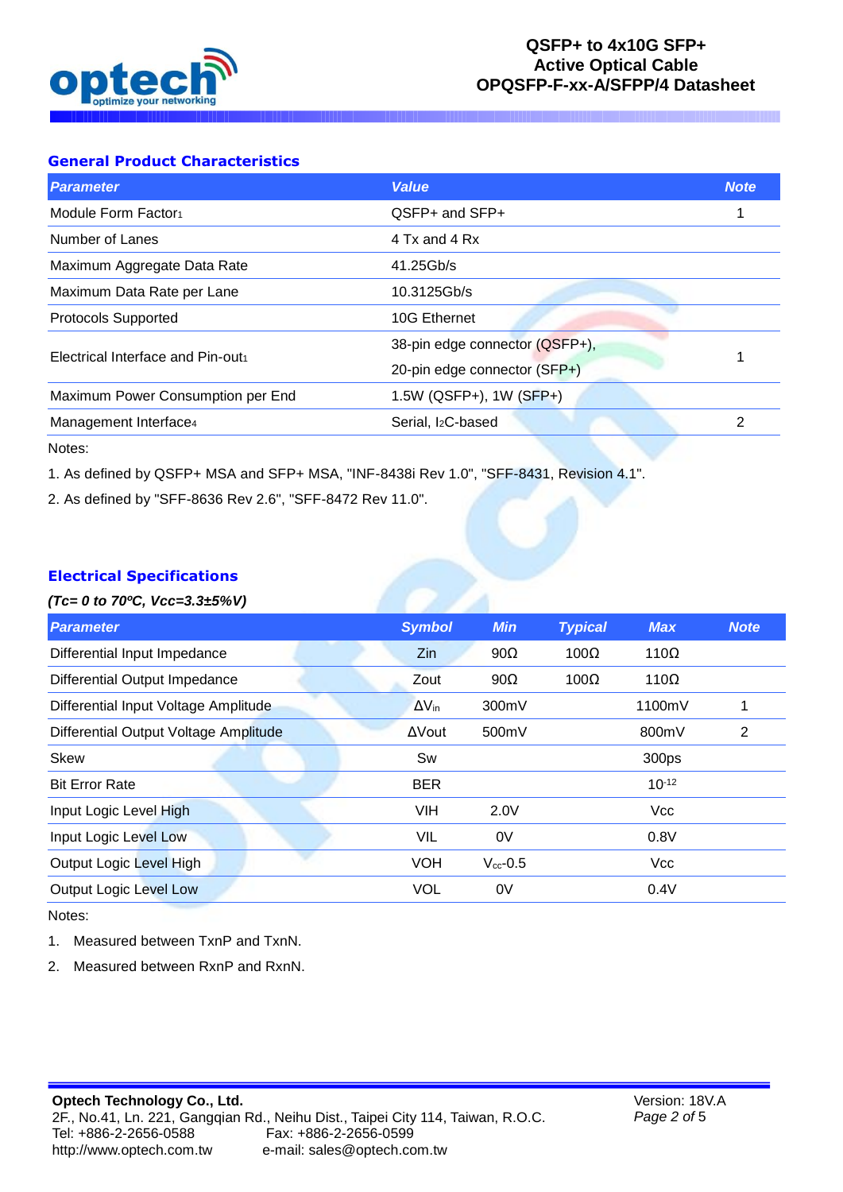## General Product Characteristics

| Parameter | Value | Note |
|---|---|---|
| Module Form Factor[1] | QSFP+ and SFP+ | 1 |
| Number of Lanes | 4 Tx and 4 Rx | |
| Maximum Aggregate Data Rate | 41.25Gb/s | |
| Maximum Data Rate per Lane | 10.3125Gb/s | |
| Protocols Supported | 10G Ethernet | |
| Electrical Interface and Pin-out[1] | 38-pin edge connector (QSFP+), 20-pin edge connector (SFP+) | 1 |
| Maximum Power Consumption per End | 1.5W (QSFP+), 1W (SFP+) | |
| Management Interface[4] | Serial, $I_2C$-based | 2 |

Notes:

1. As defined by QSFP+ MSA and SFP+ MSA, "INF-8438i Rev 1.0", "SFF-8431, Revision 4.1".
2. As defined by "SFF-8636 Rev 2.6", "SFF-8472 Rev 11.0".

## Electrical Specifications

***(Tc= 0 to 70ºC, Vcc=3.3±5%V)***

| Parameter | Symbol | Min | Typical | Max | Note |
|---|---|---|---|---|---|
| Differential Input Impedance | Zin | 90Ω | 100Ω | 110Ω | |
| Differential Output Impedance | Zout | 90Ω | 100Ω | 110Ω | |
| Differential Input Voltage Amplitude | $\Delta V_{in}$ | 300mV | | 1100mV | 1 |
| Differential Output Voltage Amplitude | ΔVout | 500mV | | 800mV | 2 |
| Skew | Sw | | | 300ps | |
| Bit Error Rate | BER | | | $10^{-12}$ | |
| Input Logic Level High | VIH | 2.0V | | Vcc | |
| Input Logic Level Low | VIL | 0V | | 0.8V | |
| Output Logic Level High | VOH | $V_{cc}$-0.5 | | Vcc | |
| Output Logic Level Low | VOL | 0V | | 0.4V | |

Notes:

1. Measured between TxnP and TxnN.
2. Measured between RxnP and RxnN.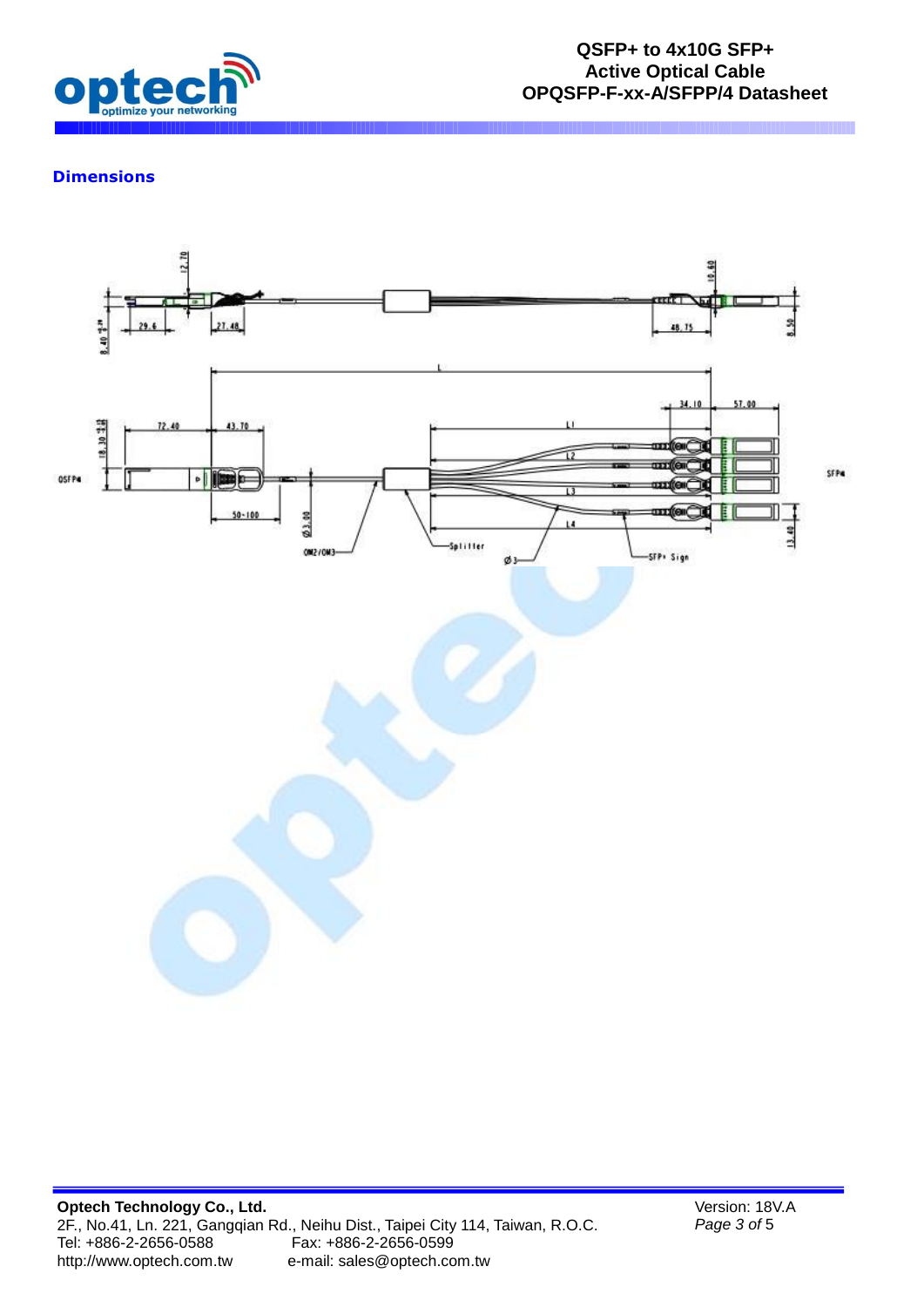## Dimensions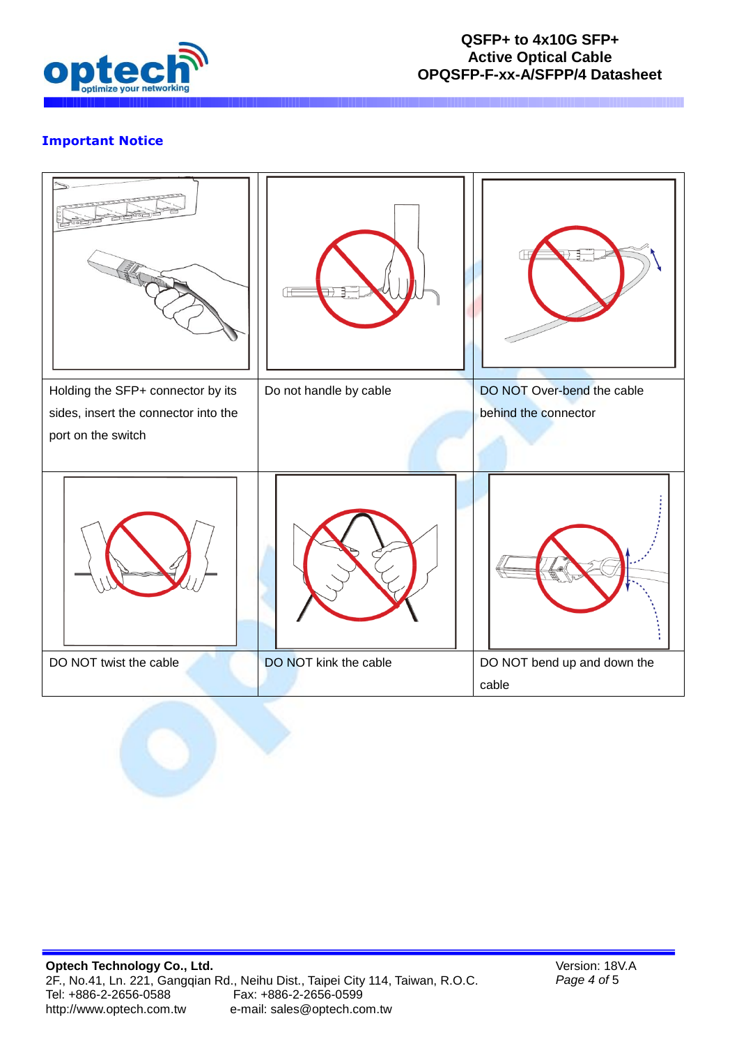## Important Notice

| | | |
|---|---|---|
| Holding the SFP+ connector by its sides, insert the connector into the port on the switch | Do not handle by cable | DO NOT Over-bend the cable behind the connector |
| DO NOT twist the cable | DO NOT kink the cable | DO NOT bend up and down the cable |

**Optech Technology Co., Ltd.**
2F., No.41, Ln. 221, Gangqian Rd., Neihu Dist., Taipei City 114, Taiwan, R.O.C.
Tel: +886-2-2656-0588 Fax: +886-2-2656-0599
http://www.optech.com.tw e-mail: sales@optech.com.tw

Version: 18V.A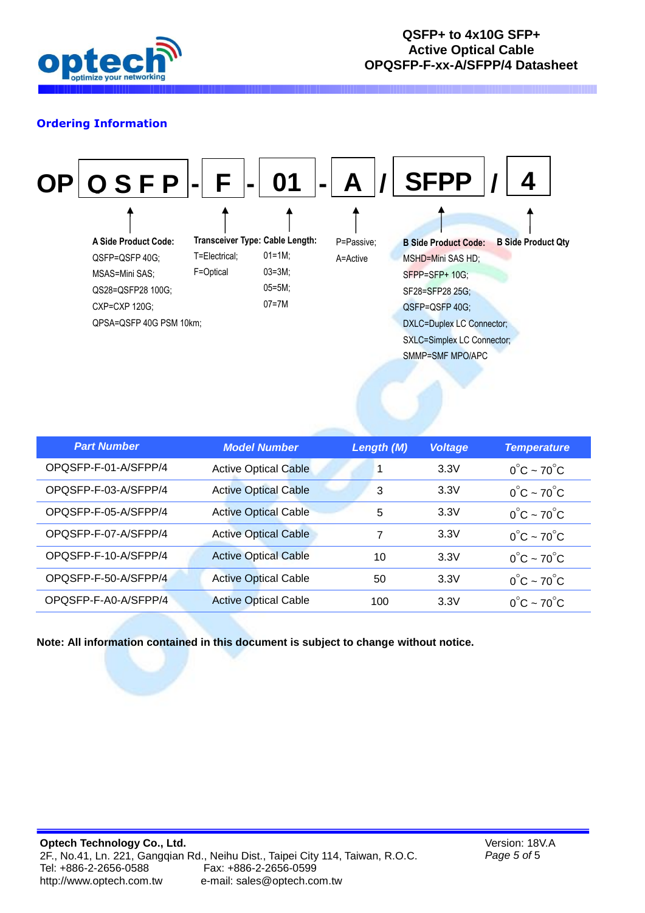## Ordering Information

OP | O S F P | - | F | - | 01 | - | A | / | SFPP | / | 4

**A Side Product Code:**
QSFP=QSFP 40G;
MSAS=Mini SAS;
QS28=QSFP28 100G;
CXP=CXP 120G;
QPSA=QSFP 40G PSM 10km;

**Transceiver Type:**
T=Electrical;
F=Optical

**Cable Length:**
01=1M;
03=3M;
05=5M;
07=7M

P=Passive;
A=Active

**B Side Product Code:**
MSHD=Mini SAS HD;
SFPP=SFP+ 10G;
SF28=SFP28 25G;
QSFP=QSFP 40G;
DXLC=Duplex LC Connector;
SXLC=Simplex LC Connector;
SMMP=SMF MPO/APC

**B Side Product Qty**

| Part Number | Model Number | Length (M) | Voltage | Temperature |
|---|---|---|---|---|
| OPQSFP-F-01-A/SFPP/4 | Active Optical Cable | 1 | 3.3V | $0^{\circ}C \sim 70^{\circ}C$ |
| OPQSFP-F-03-A/SFPP/4 | Active Optical Cable | 3 | 3.3V | $0^{\circ}C \sim 70^{\circ}C$ |
| OPQSFP-F-05-A/SFPP/4 | Active Optical Cable | 5 | 3.3V | $0^{\circ}C \sim 70^{\circ}C$ |
| OPQSFP-F-07-A/SFPP/4 | Active Optical Cable | 7 | 3.3V | $0^{\circ}C \sim 70^{\circ}C$ |
| OPQSFP-F-10-A/SFPP/4 | Active Optical Cable | 10 | 3.3V | $0^{\circ}C \sim 70^{\circ}C$ |
| OPQSFP-F-50-A/SFPP/4 | Active Optical Cable | 50 | 3.3V | $0^{\circ}C \sim 70^{\circ}C$ |
| OPQSFP-F-A0-A/SFPP/4 | Active Optical Cable | 100 | 3.3V | $0^{\circ}C \sim 70^{\circ}C$ |

**Note: All information contained in this document is subject to change without notice.**